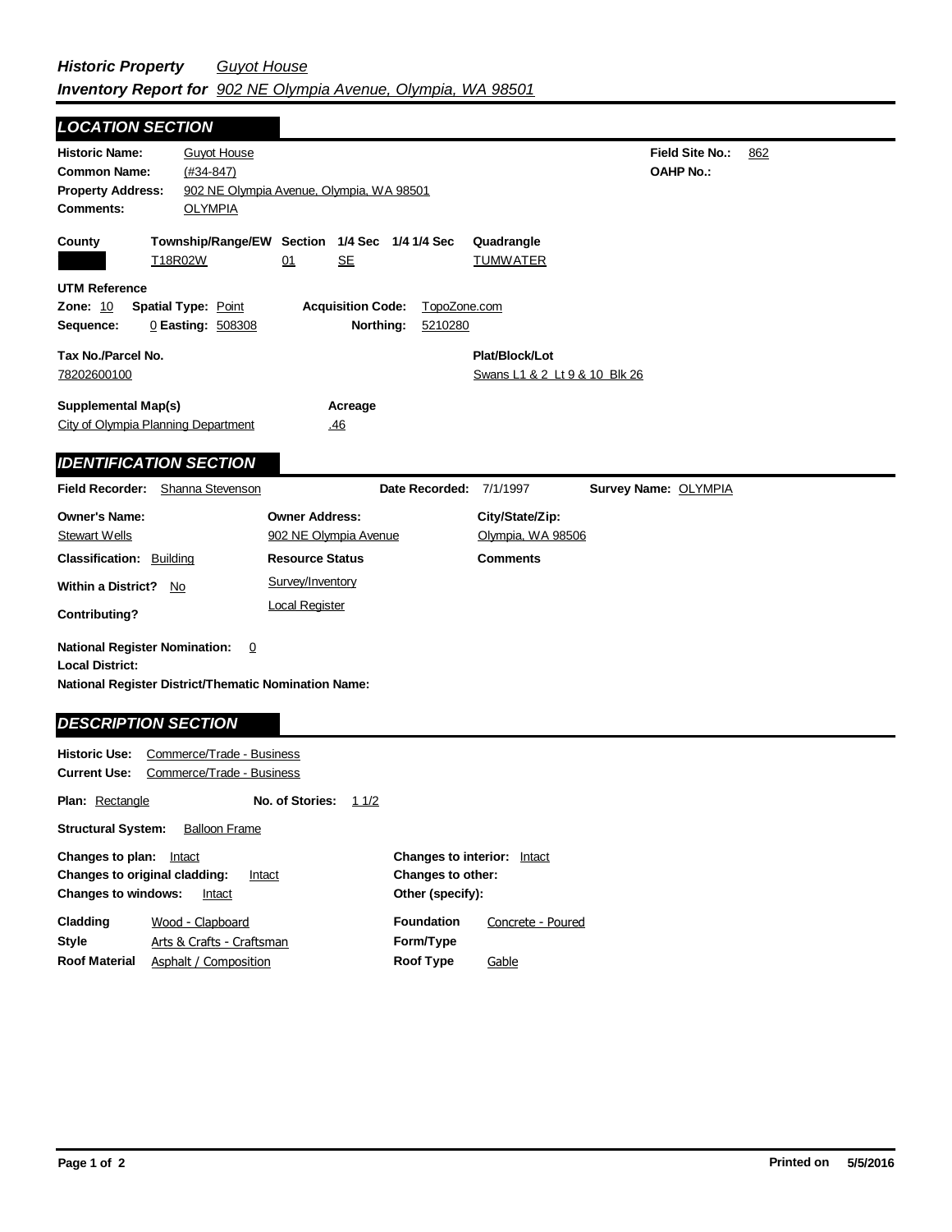***Historic Property*** *Guyot House*
***Inventory Report for*** *902 NE Olympia Avenue, Olympia, WA 98501*

## *LOCATION SECTION*

**Historic Name:** Guyot House
**Common Name:** (#34-847)
**Property Address:** 902 NE Olympia Avenue, Olympia, WA 98501
**Comments:** OLYMPIA

**Field Site No.:** 862
**OAHP No.:**

| County | Township/Range/EW | Section | 1/4 Sec | 1/4 1/4 Sec | Quadrangle |
|---|---|---|---|---|---|
| | T18R02W | 01 | SE | | TUMWATER |

**UTM Reference**
**Zone:** 10 **Spatial Type:** Point **Acquisition Code:** TopoZone.com
**Sequence:** 0 **Easting:** 508308 **Northing:** 5210280

**Tax No./Parcel No.**
78202600100

**Plat/Block/Lot**
Swans L1 & 2 Lt 9 & 10 Blk 26

**Supplemental Map(s)**
City of Olympia Planning Department

**Acreage**
.46

## *IDENTIFICATION SECTION*

**Field Recorder:** Shanna Stevenson **Date Recorded:** 7/1/1997 **Survey Name:** OLYMPIA

**Owner's Name:** Stewart Wells
**Owner Address:** 902 NE Olympia Avenue
**City/State/Zip:** Olympia, WA 98506

**Classification:** Building
**Resource Status:** Survey/Inventory, Local Register
**Comments**

**Within a District?** No
**Contributing?**

**National Register Nomination:** 0
**Local District:**
**National Register District/Thematic Nomination Name:**

## *DESCRIPTION SECTION*

**Historic Use:** Commerce/Trade - Business
**Current Use:** Commerce/Trade - Business

**Plan:** Rectangle **No. of Stories:** 1 1/2

**Structural System:** Balloon Frame

**Changes to plan:** Intact
**Changes to original cladding:** Intact
**Changes to windows:** Intact
**Changes to interior:** Intact
**Changes to other:**
**Other (specify):**

**Cladding** Wood - Clapboard
**Style** Arts & Crafts - Craftsman
**Roof Material** Asphalt / Composition
**Foundation** Concrete - Poured
**Form/Type**
**Roof Type** Gable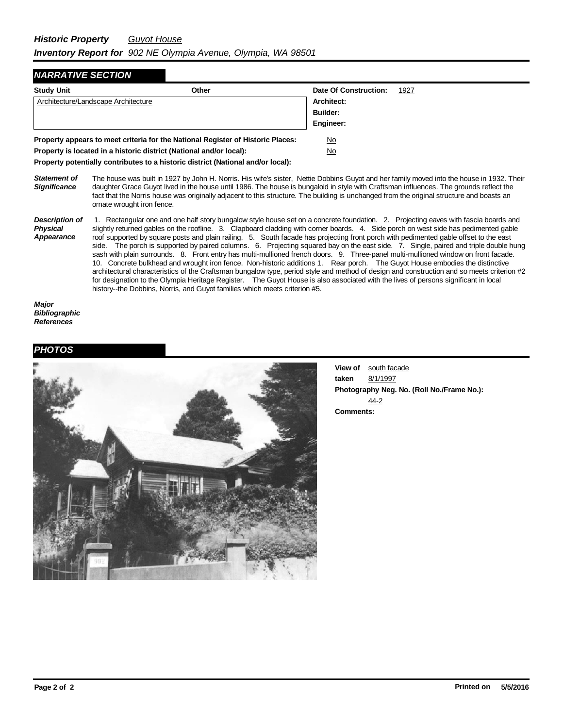***Historic Property*** *Guyot House*

***Inventory Report for*** *902 NE Olympia Avenue, Olympia, WA 98501*

## *NARRATIVE SECTION*

| **Study Unit** | **Other** | **Date Of Construction:** | 1927 |
|---|---|---|---|
| Architecture/Landscape Architecture | | **Architect:** | |
| | | **Builder:** | |
| | | **Engineer:** | |

**Property appears to meet criteria for the National Register of Historic Places:** No

**Property is located in a historic district (National and/or local):** No

**Property potentially contributes to a historic district (National and/or local):**

***Statement of Significance***

The house was built in 1927 by John H. Norris. His wife's sister, Nettie Dobbins Guyot and her family moved into the house in 1932. Their daughter Grace Guyot lived in the house until 1986. The house is bungaloid in style with Craftsman influences. The grounds reflect the fact that the Norris house was originally adjacent to this structure. The building is unchanged from the original structure and boasts an ornate wrought iron fence.

***Description of Physical Appearance***

1. Rectangular one and one half story bungalow style house set on a concrete foundation. 2. Projecting eaves with fascia boards and slightly returned gables on the roofline. 3. Clapboard cladding with corner boards. 4. Side porch on west side has pedimented gable roof supported by square posts and plain railing. 5. South facade has projecting front porch with pedimented gable offset to the east side. The porch is supported by paired columns. 6. Projecting squared bay on the east side. 7. Single, paired and triple double hung sash with plain surrounds. 8. Front entry has multi-mullioned french doors. 9. Three-panel multi-mullioned window on front facade. 10. Concrete bulkhead and wrought iron fence. Non-historic additions 1. Rear porch. The Guyot House embodies the distinctive architectural characteristics of the Craftsman bungalow type, period style and method of design and construction and so meets criterion #2 for designation to the Olympia Heritage Register. The Guyot House is also associated with the lives of persons significant in local history--the Dobbins, Norris, and Guyot families which meets criterion #5.

***Major Bibliographic References***

## *PHOTOS*

**View of** south facade

**taken** 8/1/1997

**Photography Neg. No. (Roll No./Frame No.):** 44-2

**Comments:**

**Printed on** 5/5/2016